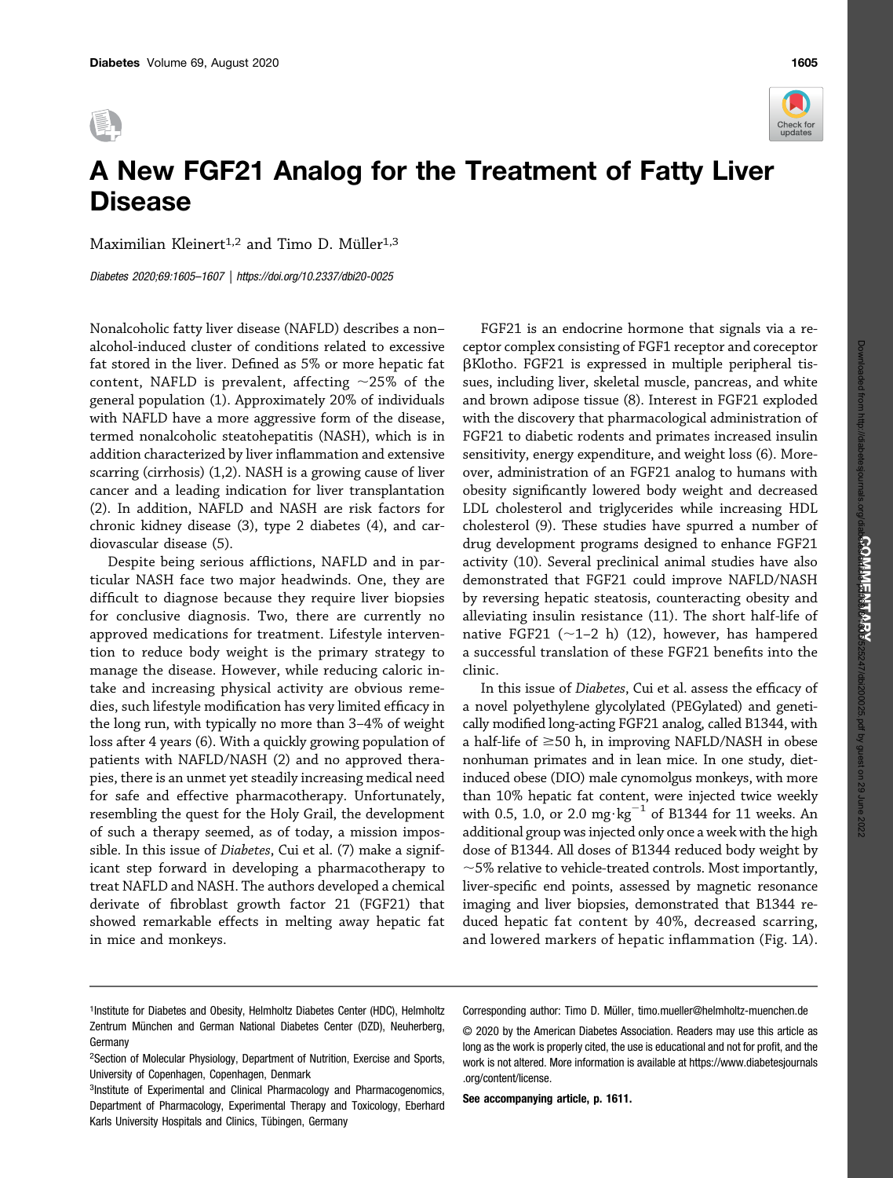# A New FGF21 Analog for the Treatment of Fatty Liver Disease

Maximilian Kleinert[1,2] and Timo D. Müller[1,3]

*Diabetes 2020;69:1605–1607 | https://doi.org/10.2337/dbi20-0025*

Nonalcoholic fatty liver disease (NAFLD) describes a non–alcohol-induced cluster of conditions related to excessive fat stored in the liver. Defined as 5% or more hepatic fat content, NAFLD is prevalent, affecting ~25% of the general population (1). Approximately 20% of individuals with NAFLD have a more aggressive form of the disease, termed nonalcoholic steatohepatitis (NASH), which is in addition characterized by liver inflammation and extensive scarring (cirrhosis) (1,2). NASH is a growing cause of liver cancer and a leading indication for liver transplantation (2). In addition, NAFLD and NASH are risk factors for chronic kidney disease (3), type 2 diabetes (4), and cardiovascular disease (5).

Despite being serious afflictions, NAFLD and in particular NASH face two major headwinds. One, they are difficult to diagnose because they require liver biopsies for conclusive diagnosis. Two, there are currently no approved medications for treatment. Lifestyle intervention to reduce body weight is the primary strategy to manage the disease. However, while reducing caloric intake and increasing physical activity are obvious remedies, such lifestyle modification has very limited efficacy in the long run, with typically no more than 3–4% of weight loss after 4 years (6). With a quickly growing population of patients with NAFLD/NASH (2) and no approved therapies, there is an unmet yet steadily increasing medical need for safe and effective pharmacotherapy. Unfortunately, resembling the quest for the Holy Grail, the development of such a therapy seemed, as of today, a mission impossible. In this issue of *Diabetes*, Cui et al. (7) make a significant step forward in developing a pharmacotherapy to treat NAFLD and NASH. The authors developed a chemical derivate of fibroblast growth factor 21 (FGF21) that showed remarkable effects in melting away hepatic fat in mice and monkeys.

FGF21 is an endocrine hormone that signals via a receptor complex consisting of FGF1 receptor and coreceptor βKlotho. FGF21 is expressed in multiple peripheral tissues, including liver, skeletal muscle, pancreas, and white and brown adipose tissue (8). Interest in FGF21 exploded with the discovery that pharmacological administration of FGF21 to diabetic rodents and primates increased insulin sensitivity, energy expenditure, and weight loss (6). Moreover, administration of an FGF21 analog to humans with obesity significantly lowered body weight and decreased LDL cholesterol and triglycerides while increasing HDL cholesterol (9). These studies have spurred a number of drug development programs designed to enhance FGF21 activity (10). Several preclinical animal studies have also demonstrated that FGF21 could improve NAFLD/NASH by reversing hepatic steatosis, counteracting obesity and alleviating insulin resistance (11). The short half-life of native FGF21 (~1–2 h) (12), however, has hampered a successful translation of these FGF21 benefits into the clinic.

In this issue of *Diabetes*, Cui et al. assess the efficacy of a novel polyethylene glycolylated (PEGylated) and genetically modified long-acting FGF21 analog, called B1344, with a half-life of ≥50 h, in improving NAFLD/NASH in obese nonhuman primates and in lean mice. In one study, diet-induced obese (DIO) male cynomolgus monkeys, with more than 10% hepatic fat content, were injected twice weekly with 0.5, 1.0, or 2.0 $mg \cdot kg^{-1}$ of B1344 for 11 weeks. An additional group was injected only once a week with the high dose of B1344. All doses of B1344 reduced body weight by ~5% relative to vehicle-treated controls. Most importantly, liver-specific end points, assessed by magnetic resonance imaging and liver biopsies, demonstrated that B1344 reduced hepatic fat content by 40%, decreased scarring, and lowered markers of hepatic inflammation (Fig. 1*A*).

[1]Institute for Diabetes and Obesity, Helmholtz Diabetes Center (HDC), Helmholtz Zentrum München and German National Diabetes Center (DZD), Neuherberg, Germany

[2]Section of Molecular Physiology, Department of Nutrition, Exercise and Sports, University of Copenhagen, Copenhagen, Denmark

[3]Institute of Experimental and Clinical Pharmacology and Pharmacogenomics, Department of Pharmacology, Experimental Therapy and Toxicology, Eberhard Karls University Hospitals and Clinics, Tübingen, Germany

Corresponding author: Timo D. Müller, timo.mueller@helmholtz-muenchen.de

© 2020 by the American Diabetes Association. Readers may use this article as long as the work is properly cited, the use is educational and not for profit, and the work is not altered. More information is available at https://www.diabetesjournals.org/content/license.

**See accompanying article, p. 1611.**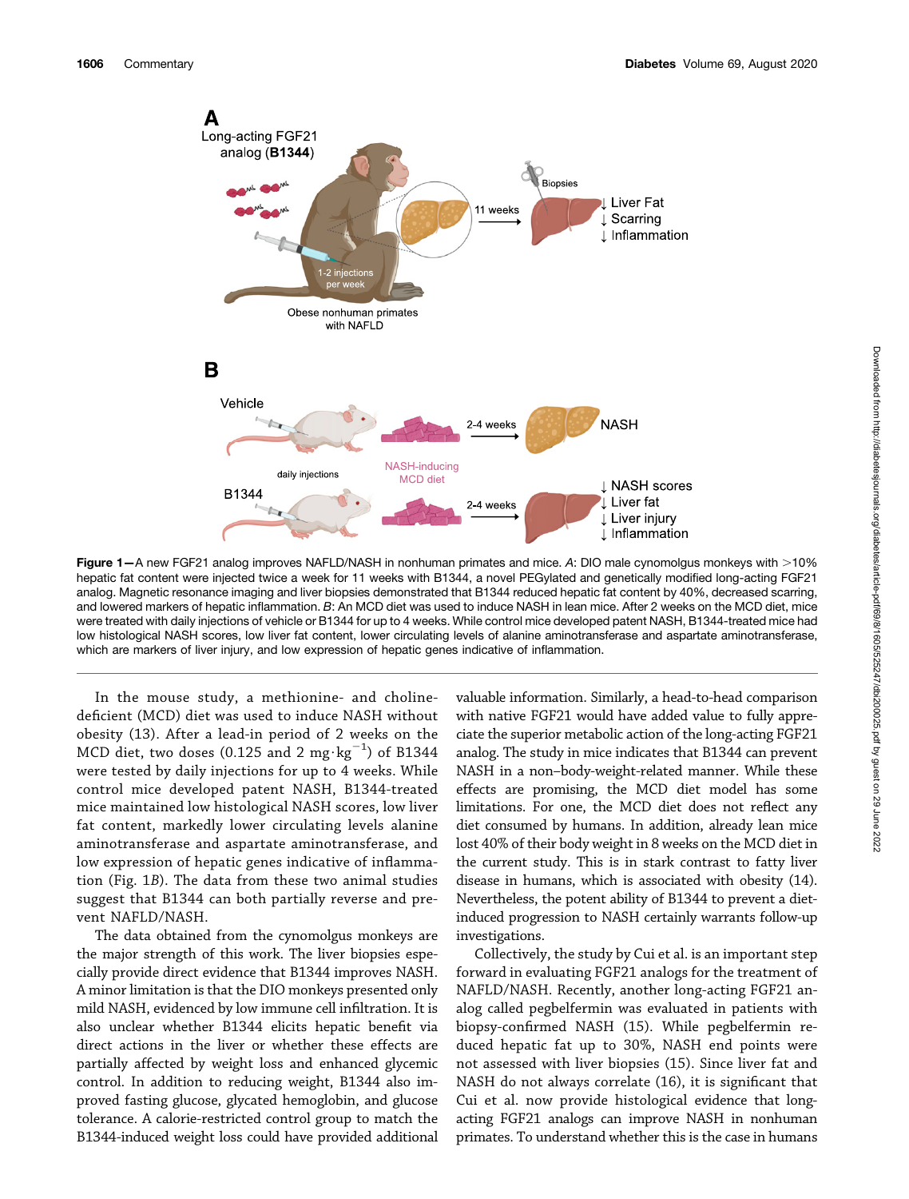**Figure 1**—A new FGF21 analog improves NAFLD/NASH in nonhuman primates and mice. *A*: DIO male cynomolgus monkeys with >10% hepatic fat content were injected twice a week for 11 weeks with B1344, a novel PEGylated and genetically modified long-acting FGF21 analog. Magnetic resonance imaging and liver biopsies demonstrated that B1344 reduced hepatic fat content by 40%, decreased scarring, and lowered markers of hepatic inflammation. *B*: An MCD diet was used to induce NASH in lean mice. After 2 weeks on the MCD diet, mice were treated with daily injections of vehicle or B1344 for up to 4 weeks. While control mice developed patent NASH, B1344-treated mice had low histological NASH scores, low liver fat content, lower circulating levels of alanine aminotransferase and aspartate aminotransferase, which are markers of liver injury, and low expression of hepatic genes indicative of inflammation.

In the mouse study, a methionine- and choline-deficient (MCD) diet was used to induce NASH without obesity (13). After a lead-in period of 2 weeks on the MCD diet, two doses (0.125 and 2 $mg \cdot kg^{-1}$) of B1344 were tested by daily injections for up to 4 weeks. While control mice developed patent NASH, B1344-treated mice maintained low histological NASH scores, low liver fat content, markedly lower circulating levels alanine aminotransferase and aspartate aminotransferase, and low expression of hepatic genes indicative of inflammation (Fig. 1*B*). The data from both these two animal studies suggest that B1344 can both partially reverse and prevent NAFLD/NASH.

The data obtained from the cynomolgus monkeys are the major strength of this work. The liver biopsies especially provide direct evidence that B1344 improves NASH. A minor limitation is that the DIO monkeys presented only mild NASH, evidenced by low immune cell infiltration. It is also unclear whether B1344 elicits hepatic benefit via direct actions in the liver or whether these effects are partially affected by weight loss and enhanced glycemic control. In addition to reducing weight, B1344 also improved fasting glucose, glycated hemoglobin, and glucose tolerance. A calorie-restricted control group to match the B1344-induced weight loss could have provided additional valuable information. Similarly, a head-to-head comparison with native FGF21 would have added value to fully appreciate the superior metabolic action of the long-acting FGF21 analog. The study in mice indicates that B1344 can prevent NASH in a non–body-weight-related manner. While these effects are promising, the MCD diet model has some limitations. For one, the MCD diet does not reflect any diet consumed by humans. In addition, already lean mice lost 40% of their body weight in 8 weeks on the MCD diet in the current study. This is in stark contrast to fatty liver disease in humans, which is associated with obesity (14). Nevertheless, the potent ability of B1344 to prevent a diet-induced progression to NASH certainly warrants follow-up investigations.

Collectively, the study by Cui et al. is an important step forward in evaluating FGF21 analogs for the treatment of NAFLD/NASH. Recently, another long-acting FGF21 analog called pegbelfermin was evaluated in patients with biopsy-confirmed NASH (15). While pegbelfermin reduced hepatic fat up to 30%, NASH end points were not assessed with liver biopsies (15). Since liver fat and NASH do not always correlate (16), it is significant that Cui et al. now provide histological evidence that long-acting FGF21 analogs can improve NASH in nonhuman primates. To understand whether this is the case in humans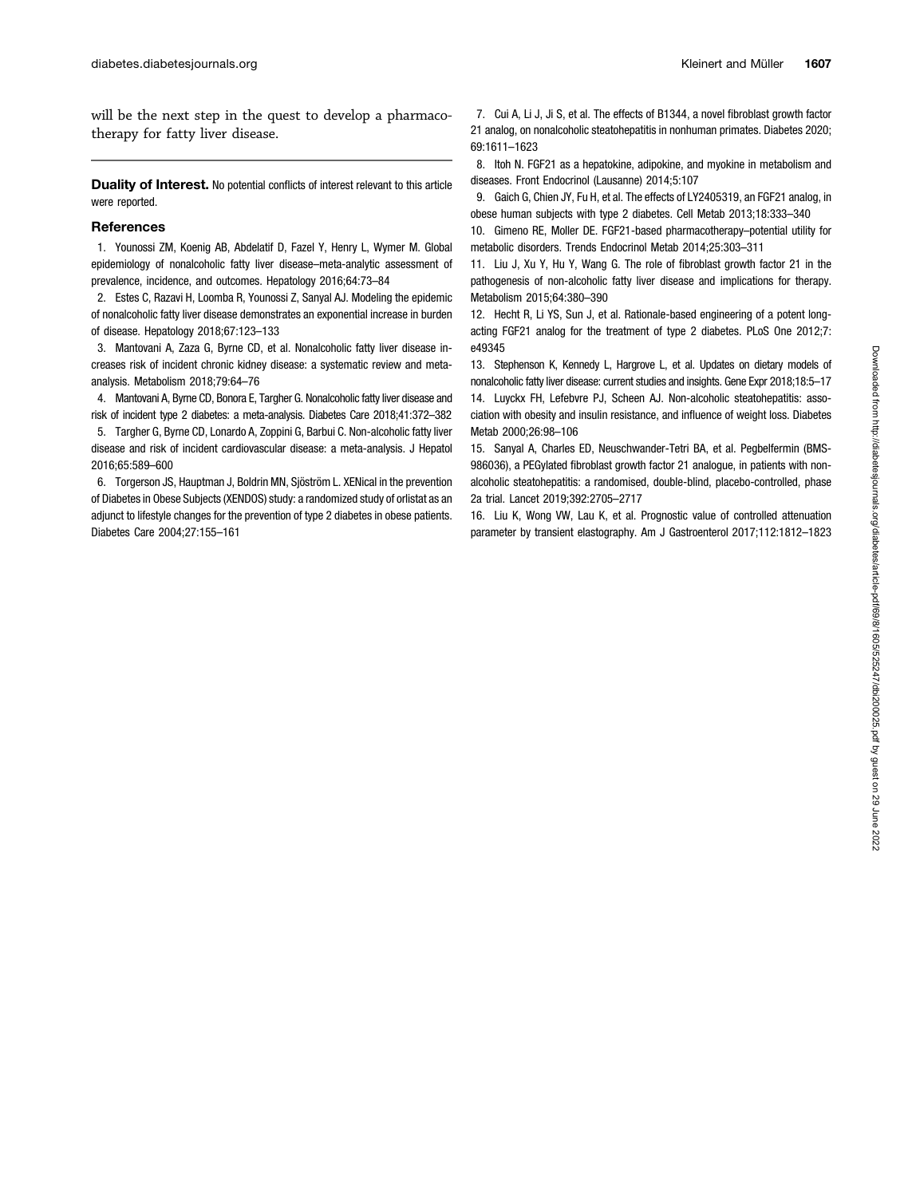will be the next step in the quest to develop a pharmacotherapy for fatty liver disease.

**Duality of Interest.** No potential conflicts of interest relevant to this article were reported.

## References

1. Younossi ZM, Koenig AB, Abdelatif D, Fazel Y, Henry L, Wymer M. Global epidemiology of nonalcoholic fatty liver disease–meta-analytic assessment of prevalence, incidence, and outcomes. Hepatology 2016;64:73–84
2. Estes C, Razavi H, Loomba R, Younossi Z, Sanyal AJ. Modeling the epidemic of nonalcoholic fatty liver disease demonstrates an exponential increase in burden of disease. Hepatology 2018;67:123–133
3. Mantovani A, Zaza G, Byrne CD, et al. Nonalcoholic fatty liver disease increases risk of incident chronic kidney disease: a systematic review and meta-analysis. Metabolism 2018;79:64–76
4. Mantovani A, Byrne CD, Bonora E, Targher G. Nonalcoholic fatty liver disease and risk of incident type 2 diabetes: a meta-analysis. Diabetes Care 2018;41:372–382
5. Targher G, Byrne CD, Lonardo A, Zoppini G, Barbui C. Non-alcoholic fatty liver disease and risk of incident cardiovascular disease: a meta-analysis. J Hepatol 2016;65:589–600
6. Torgerson JS, Hauptman J, Boldrin MN, Sjöström L. XENical in the prevention of Diabetes in Obese Subjects (XENDOS) study: a randomized study of orlistat as an adjunct to lifestyle changes for the prevention of type 2 diabetes in obese patients. Diabetes Care 2004;27:155–161
7. Cui A, Li J, Ji S, et al. The effects of B1344, a novel fibroblast growth factor 21 analog, on nonalcoholic steatohepatitis in nonhuman primates. Diabetes 2020;69:1611–1623
8. Itoh N. FGF21 as a hepatokine, adipokine, and myokine in metabolism and diseases. Front Endocrinol (Lausanne) 2014;5:107
9. Gaich G, Chien JY, Fu H, et al. The effects of LY2405319, an FGF21 analog, in obese human subjects with type 2 diabetes. Cell Metab 2013;18:333–340
10. Gimeno RE, Moller DE. FGF21-based pharmacotherapy–potential utility for metabolic disorders. Trends Endocrinol Metab 2014;25:303–311
11. Liu J, Xu Y, Hu Y, Wang G. The role of fibroblast growth factor 21 in the pathogenesis of non-alcoholic fatty liver disease and implications for therapy. Metabolism 2015;64:380–390
12. Hecht R, Li YS, Sun J, et al. Rationale-based engineering of a potent long-acting FGF21 analog for the treatment of type 2 diabetes. PLoS One 2012;7:e49345
13. Stephenson K, Kennedy L, Hargrove L, et al. Updates on dietary models of nonalcoholic fatty liver disease: current studies and insights. Gene Expr 2018;18:5–17
14. Luyckx FH, Lefebvre PJ, Scheen AJ. Non-alcoholic steatohepatitis: association with obesity and insulin resistance, and influence of weight loss. Diabetes Metab 2000;26:98–106
15. Sanyal A, Charles ED, Neuschwander-Tetri BA, et al. Pegbelfermin (BMS-986036), a PEGylated fibroblast growth factor 21 analogue, in patients with non-alcoholic steatohepatitis: a randomised, double-blind, placebo-controlled, phase 2a trial. Lancet 2019;392:2705–2717
16. Liu K, Wong VW, Lau K, et al. Prognostic value of controlled attenuation parameter by transient elastography. Am J Gastroenterol 2017;112:1812–1823